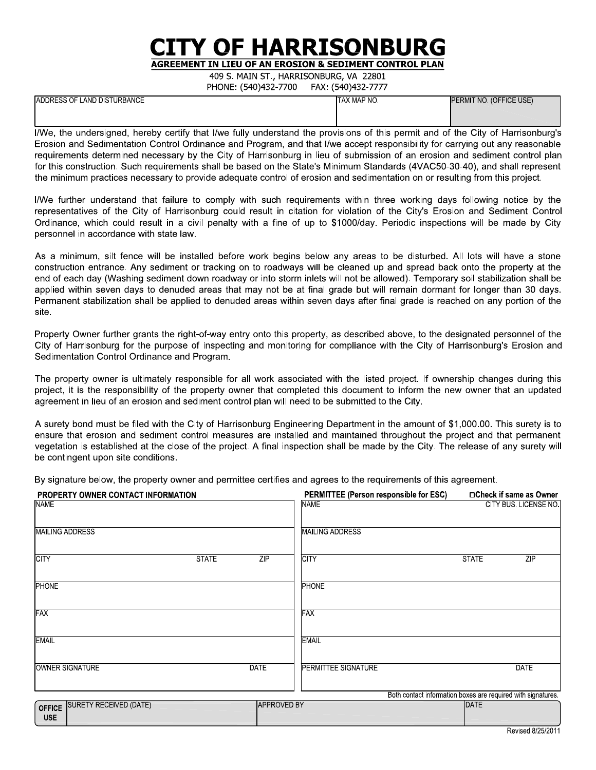# CITY OF HARRISONBURG

**AGREEMENT IN LIEU OF AN EROSION & SEDIMENT CONTROL PLAN**

409 S. MAIN ST., HARRISONBURG, VA 22801

PHONE: (540)432-7700 FAX: (540)432-7777

| ADDRESS OF LAND DISTURBANCE | TAX MAP NO. | PERMIT NO. (OFFICE USE) |
|---|---|---|
| | | |

I/We, the undersigned, hereby certify that I/we fully understand the provisions of this permit and of the City of Harrisonburg's Erosion and Sedimentation Control Ordinance and Program, and that I/we accept responsibility for carrying out any reasonable requirements determined necessary by the City of Harrisonburg in lieu of submission of an erosion and sediment control plan for this construction. Such requirements shall be based on the State's Minimum Standards (4VAC50-30-40), and shall represent the minimum practices necessary to provide adequate control of erosion and sedimentation on or resulting from this project.

I/We further understand that failure to comply with such requirements within three working days following notice by the representatives of the City of Harrisonburg could result in citation for violation of the City's Erosion and Sediment Control Ordinance, which could result in a civil penalty with a fine of up to $1000/day. Periodic inspections will be made by City personnel in accordance with state law.

As a minimum, silt fence will be installed before work begins below any areas to be disturbed. All lots will have a stone construction entrance. Any sediment or tracking on to roadways will be cleaned up and spread back onto the property at the end of each day (Washing sediment down roadway or into storm inlets will not be allowed). Temporary soil stabilization shall be applied within seven days to denuded areas that may not be at final grade but will remain dormant for longer than 30 days. Permanent stabilization shall be applied to denuded areas within seven days after final grade is reached on any portion of the site.

Property Owner further grants the right-of-way entry onto this property, as described above, to the designated personnel of the City of Harrisonburg for the purpose of inspecting and monitoring for compliance with the City of Harrisonburg's Erosion and Sedimentation Control Ordinance and Program.

The property owner is ultimately responsible for all work associated with the listed project. If ownership changes during this project, it is the responsibility of the property owner that completed this document to inform the new owner that an updated agreement in lieu of an erosion and sediment control plan will need to be submitted to the City.

A surety bond must be filed with the City of Harrisonburg Engineering Department in the amount of $1,000.00. This surety is to ensure that erosion and sediment control measures are installed and maintained throughout the project and that permanent vegetation is established at the close of the project. A final inspection shall be made by the City. The release of any surety will be contingent upon site conditions.

By signature below, the property owner and permittee certifies and agrees to the requirements of this agreement.

| **PROPERTY OWNER CONTACT INFORMATION** | | | **PERMITTEE (Person responsible for ESC)** | | ☐**Check if same as Owner** |
|---|---|---|---|---|---|
| NAME | | | NAME | | CITY BUS. LICENSE NO. |
| MAILING ADDRESS | | | MAILING ADDRESS | | |
| CITY | STATE | ZIP | CITY | STATE | ZIP |
| PHONE | | | PHONE | | |
| FAX | | | FAX | | |
| EMAIL | | | EMAIL | | |
| OWNER SIGNATURE | | DATE | PERMITTEE SIGNATURE | | DATE |

Both contact information boxes are required with signatures.

| OFFICE USE | SURETY RECEIVED (DATE) | APPROVED BY | DATE |
|---|---|---|---|
| | | | |

Revised 8/25/2011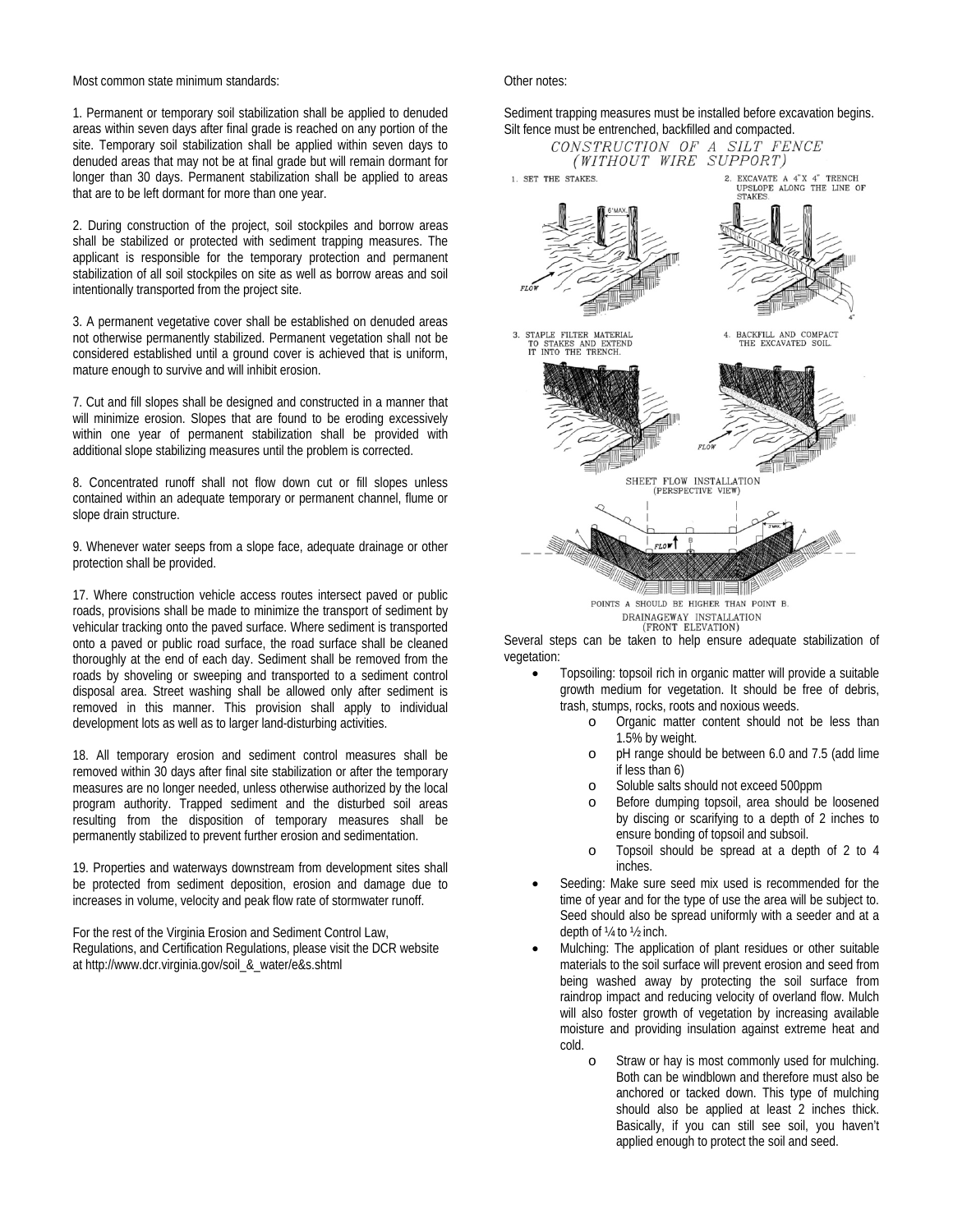Most common state minimum standards:

1. Permanent or temporary soil stabilization shall be applied to denuded areas within seven days after final grade is reached on any portion of the site. Temporary soil stabilization shall be applied within seven days to denuded areas that may not be at final grade but will remain dormant for longer than 30 days. Permanent stabilization shall be applied to areas that are to be left dormant for more than one year.

2. During construction of the project, soil stockpiles and borrow areas shall be stabilized or protected with sediment trapping measures. The applicant is responsible for the temporary protection and permanent stabilization of all soil stockpiles on site as well as borrow areas and soil intentionally transported from the project site.

3. A permanent vegetative cover shall be established on denuded areas not otherwise permanently stabilized. Permanent vegetation shall not be considered established until a ground cover is achieved that is uniform, mature enough to survive and will inhibit erosion.

7. Cut and fill slopes shall be designed and constructed in a manner that will minimize erosion. Slopes that are found to be eroding excessively within one year of permanent stabilization shall be provided with additional slope stabilizing measures until the problem is corrected.

8. Concentrated runoff shall not flow down cut or fill slopes unless contained within an adequate temporary or permanent channel, flume or slope drain structure.

9. Whenever water seeps from a slope face, adequate drainage or other protection shall be provided.

17. Where construction vehicle access routes intersect paved or public roads, provisions shall be made to minimize the transport of sediment by vehicular tracking onto the paved surface. Where sediment is transported onto a paved or public road surface, the road surface shall be cleaned thoroughly at the end of each day. Sediment shall be removed from the roads by shoveling or sweeping and transported to a sediment control disposal area. Street washing shall be allowed only after sediment is removed in this manner. This provision shall apply to individual development lots as well as to larger land-disturbing activities.

18. All temporary erosion and sediment control measures shall be removed within 30 days after final site stabilization or after the temporary measures are no longer needed, unless otherwise authorized by the local program authority. Trapped sediment and the disturbed soil areas resulting from the disposition of temporary measures shall be permanently stabilized to prevent further erosion and sedimentation.

19. Properties and waterways downstream from development sites shall be protected from sediment deposition, erosion and damage due to increases in volume, velocity and peak flow rate of stormwater runoff.

For the rest of the Virginia Erosion and Sediment Control Law, Regulations, and Certification Regulations, please visit the DCR website at http://www.dcr.virginia.gov/soil_&_water/e&s.shtml

Other notes:

Sediment trapping measures must be installed before excavation begins. Silt fence must be entrenched, backfilled and compacted.

CONSTRUCTION OF A SILT FENCE
(WITHOUT WIRE SUPPORT)

1. SET THE STAKES.

6" MAX.

FLOW

2. EXCAVATE A 4" X 4" TRENCH UPSLOPE ALONG THE LINE OF STAKES.

4"

3. STAPLE FILTER MATERIAL TO STAKES AND EXTEND IT INTO THE TRENCH.

4. BACKFILL AND COMPACT THE EXCAVATED SOIL.

FLOW

SHEET FLOW INSTALLATION
(PERSPECTIVE VIEW)

A

B

FLOW

A

3' MAX.

POINTS A SHOULD BE HIGHER THAN POINT B.

DRAINAGEWAY INSTALLATION
(FRONT ELEVATION)

Several steps can be taken to help ensure adequate stabilization of vegetation:

- Topsoiling: topsoil rich in organic matter will provide a suitable growth medium for vegetation. It should be free of debris, trash, stumps, rocks, roots and noxious weeds.
  - Organic matter content should not be less than 1.5% by weight.
  - pH range should be between 6.0 and 7.5 (add lime if less than 6)
  - Soluble salts should not exceed 500ppm
  - Before dumping topsoil, area should be loosened by discing or scarifying to a depth of 2 inches to ensure bonding of topsoil and subsoil.
  - Topsoil should be spread at a depth of 2 to 4 inches.
- Seeding: Make sure seed mix used is recommended for the time of year and for the type of use the area will be subject to. Seed should also be spread uniformly with a seeder and at a depth of ¼ to ½ inch.
- Mulching: The application of plant residues or other suitable materials to the soil surface will prevent erosion and seed from being washed away by protecting the soil surface from raindrop impact and reducing velocity of overland flow. Mulch will also foster growth of vegetation by increasing available moisture and providing insulation against extreme heat and cold.
  - Straw or hay is most commonly used for mulching. Both can be windblown and therefore must also be anchored or tacked down. This type of mulching should also be applied at least 2 inches thick. Basically, if you can still see soil, you haven't applied enough to protect the soil and seed.